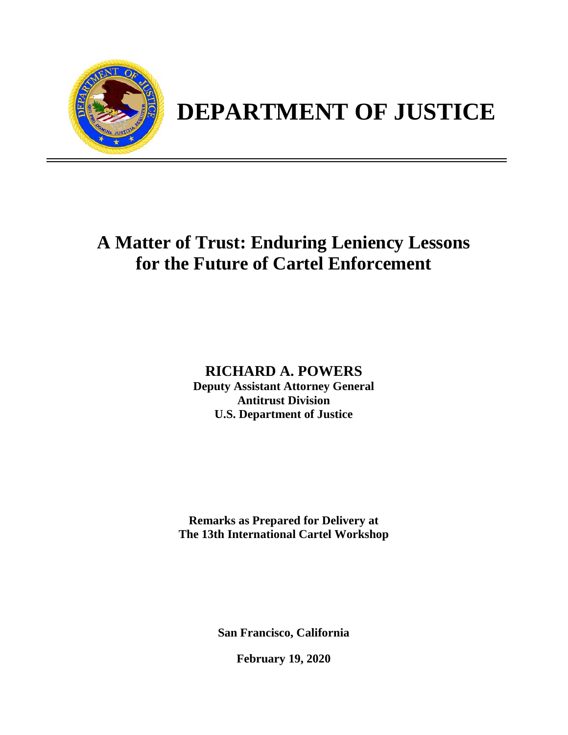# DEPARTMENT OF JUSTICE

## A Matter of Trust: Enduring Leniency Lessons for the Future of Cartel Enforcement

**RICHARD A. POWERS**
**Deputy Assistant Attorney General**
**Antitrust Division**
**U.S. Department of Justice**

**Remarks as Prepared for Delivery at**
**The 13th International Cartel Workshop**

**San Francisco, California**

**February 19, 2020**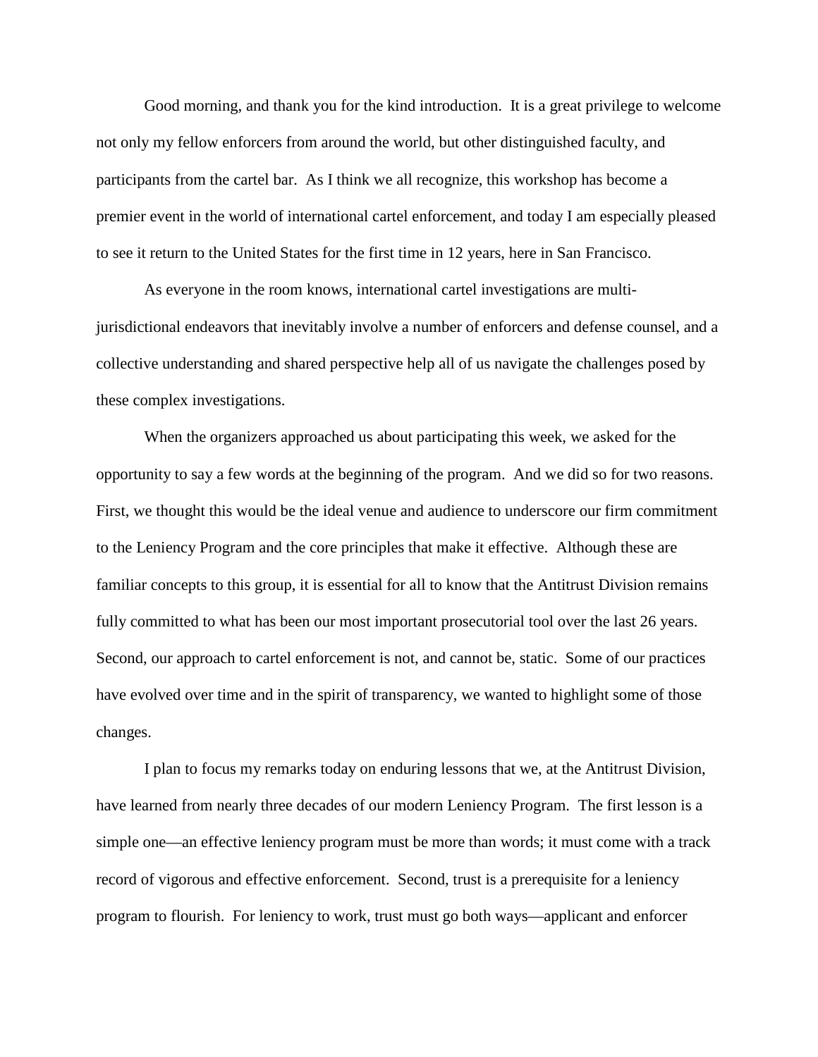Good morning, and thank you for the kind introduction. It is a great privilege to welcome not only my fellow enforcers from around the world, but other distinguished faculty, and participants from the cartel bar. As I think we all recognize, this workshop has become a premier event in the world of international cartel enforcement, and today I am especially pleased to see it return to the United States for the first time in 12 years, here in San Francisco.

As everyone in the room knows, international cartel investigations are multi-jurisdictional endeavors that inevitably involve a number of enforcers and defense counsel, and a collective understanding and shared perspective help all of us navigate the challenges posed by these complex investigations.

When the organizers approached us about participating this week, we asked for the opportunity to say a few words at the beginning of the program. And we did so for two reasons. First, we thought this would be the ideal venue and audience to underscore our firm commitment to the Leniency Program and the core principles that make it effective. Although these are familiar concepts to this group, it is essential for all to know that the Antitrust Division remains fully committed to what has been our most important prosecutorial tool over the last 26 years. Second, our approach to cartel enforcement is not, and cannot be, static. Some of our practices have evolved over time and in the spirit of transparency, we wanted to highlight some of those changes.

I plan to focus my remarks today on enduring lessons that we, at the Antitrust Division, have learned from nearly three decades of our modern Leniency Program. The first lesson is a simple one—an effective leniency program must be more than words; it must come with a track record of vigorous and effective enforcement. Second, trust is a prerequisite for a leniency program to flourish. For leniency to work, trust must go both ways—applicant and enforcer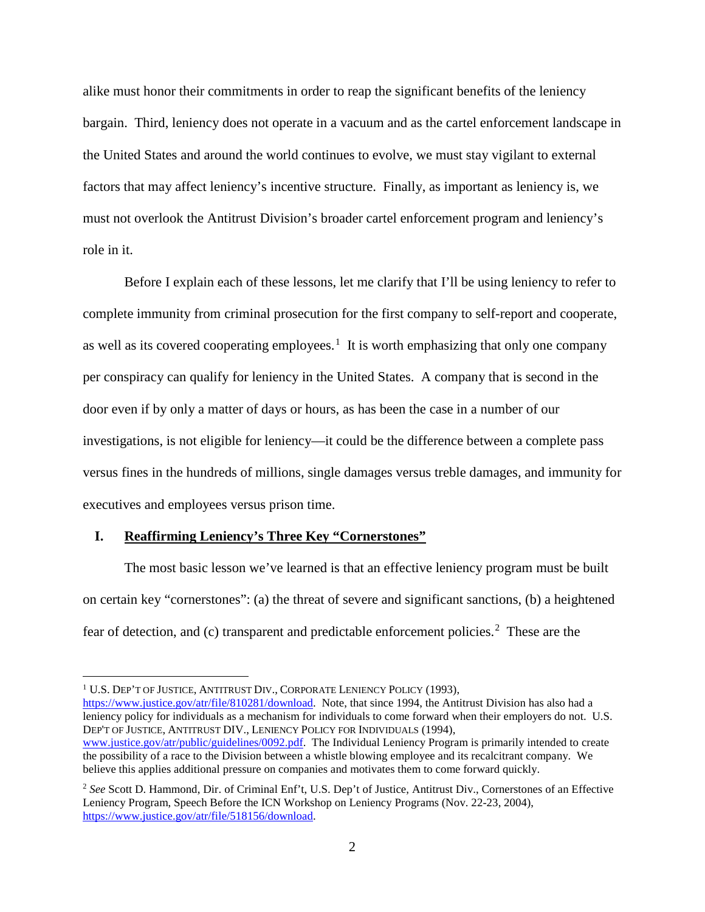alike must honor their commitments in order to reap the significant benefits of the leniency bargain. Third, leniency does not operate in a vacuum and as the cartel enforcement landscape in the United States and around the world continues to evolve, we must stay vigilant to external factors that may affect leniency's incentive structure. Finally, as important as leniency is, we must not overlook the Antitrust Division's broader cartel enforcement program and leniency's role in it.

Before I explain each of these lessons, let me clarify that I'll be using leniency to refer to complete immunity from criminal prosecution for the first company to self-report and cooperate, as well as its covered cooperating employees.[1] It is worth emphasizing that only one company per conspiracy can qualify for leniency in the United States. A company that is second in the door even if by only a matter of days or hours, as has been the case in a number of our investigations, is not eligible for leniency—it could be the difference between a complete pass versus fines in the hundreds of millions, single damages versus treble damages, and immunity for executives and employees versus prison time.

## I. <u>Reaffirming Leniency's Three Key "Cornerstones"</u>

The most basic lesson we've learned is that an effective leniency program must be built on certain key "cornerstones": (a) the threat of severe and significant sanctions, (b) a heightened fear of detection, and (c) transparent and predictable enforcement policies.[2] These are the

---

[1] U.S. DEP'T OF JUSTICE, ANTITRUST DIV., CORPORATE LENIENCY POLICY (1993), https://www.justice.gov/atr/file/810281/download. Note, that since 1994, the Antitrust Division has also had a leniency policy for individuals as a mechanism for individuals to come forward when their employers do not. U.S. DEP'T OF JUSTICE, ANTITRUST DIV., LENIENCY POLICY FOR INDIVIDUALS (1994), www.justice.gov/atr/public/guidelines/0092.pdf. The Individual Leniency Program is primarily intended to create the possibility of a race to the Division between a whistle blowing employee and its recalcitrant company. We believe this applies additional pressure on companies and motivates them to come forward quickly.

[2] *See* Scott D. Hammond, Dir. of Criminal Enf't, U.S. Dep't of Justice, Antitrust Div., Cornerstones of an Effective Leniency Program, Speech Before the ICN Workshop on Leniency Programs (Nov. 22-23, 2004), https://www.justice.gov/atr/file/518156/download.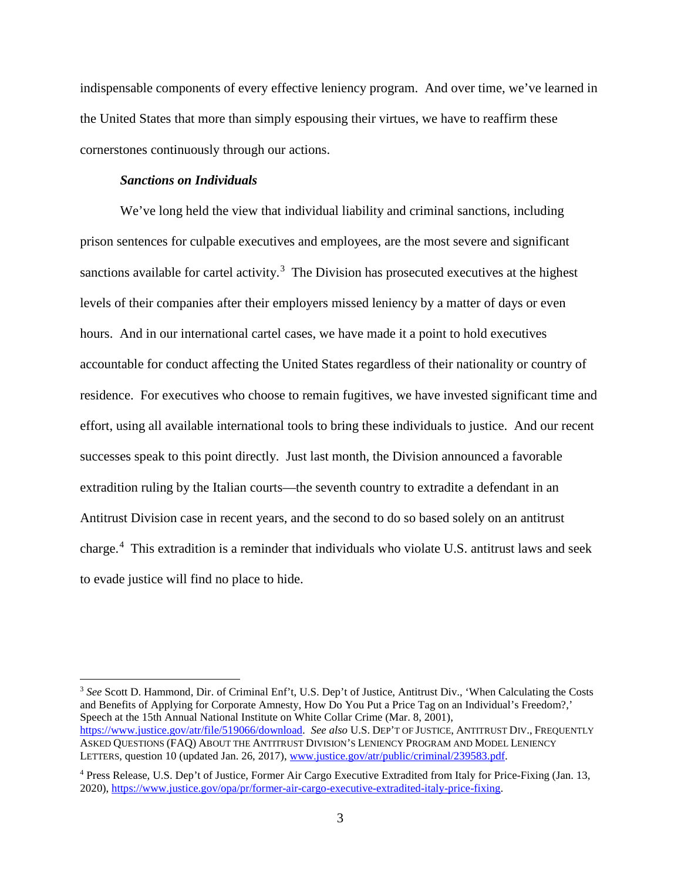indispensable components of every effective leniency program. And over time, we've learned in the United States that more than simply espousing their virtues, we have to reaffirm these cornerstones continuously through our actions.

***Sanctions on Individuals***

We've long held the view that individual liability and criminal sanctions, including prison sentences for culpable executives and employees, are the most severe and significant sanctions available for cartel activity.[3] The Division has prosecuted executives at the highest levels of their companies after their employers missed leniency by a matter of days or even hours. And in our international cartel cases, we have made it a point to hold executives accountable for conduct affecting the United States regardless of their nationality or country of residence. For executives who choose to remain fugitives, we have invested significant time and effort, using all available international tools to bring these individuals to justice. And our recent successes speak to this point directly. Just last month, the Division announced a favorable extradition ruling by the Italian courts—the seventh country to extradite a defendant in an Antitrust Division case in recent years, and the second to do so based solely on an antitrust charge.[4] This extradition is a reminder that individuals who violate U.S. antitrust laws and seek to evade justice will find no place to hide.

---

[3] *See* Scott D. Hammond, Dir. of Criminal Enf't, U.S. Dep't of Justice, Antitrust Div., 'When Calculating the Costs and Benefits of Applying for Corporate Amnesty, How Do You Put a Price Tag on an Individual's Freedom?,' Speech at the 15th Annual National Institute on White Collar Crime (Mar. 8, 2001), https://www.justice.gov/atr/file/519066/download. *See also* U.S. DEP'T OF JUSTICE, ANTITRUST DIV., FREQUENTLY ASKED QUESTIONS (FAQ) ABOUT THE ANTITRUST DIVISION'S LENIENCY PROGRAM AND MODEL LENIENCY LETTERS, question 10 (updated Jan. 26, 2017), www.justice.gov/atr/public/criminal/239583.pdf.

[4] Press Release, U.S. Dep't of Justice, Former Air Cargo Executive Extradited from Italy for Price-Fixing (Jan. 13, 2020), https://www.justice.gov/opa/pr/former-air-cargo-executive-extradited-italy-price-fixing.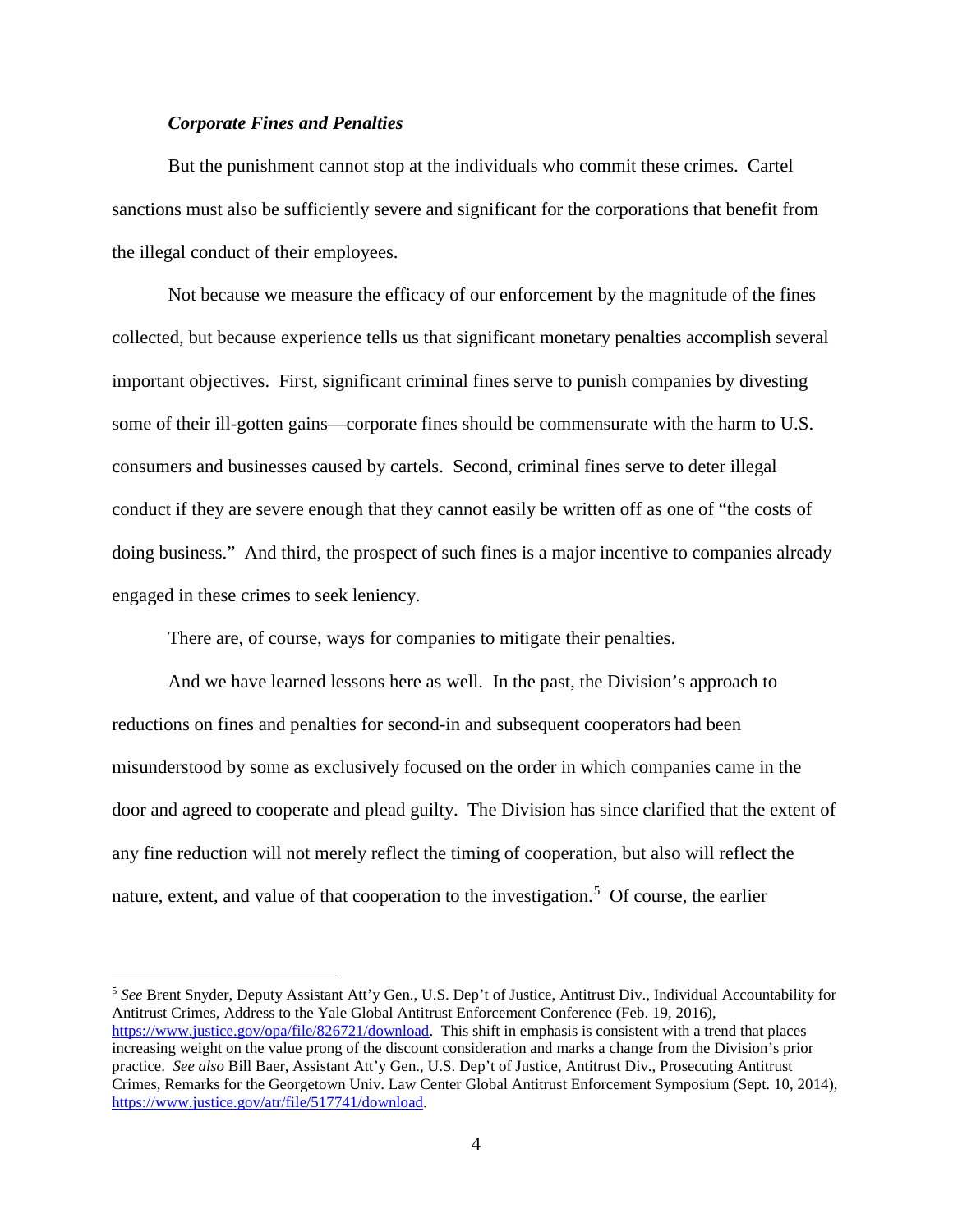***Corporate Fines and Penalties***

But the punishment cannot stop at the individuals who commit these crimes. Cartel sanctions must also be sufficiently severe and significant for the corporations that benefit from the illegal conduct of their employees.

Not because we measure the efficacy of our enforcement by the magnitude of the fines collected, but because experience tells us that significant monetary penalties accomplish several important objectives. First, significant criminal fines serve to punish companies by divesting some of their ill-gotten gains—corporate fines should be commensurate with the harm to U.S. consumers and businesses caused by cartels. Second, criminal fines serve to deter illegal conduct if they are severe enough that they cannot easily be written off as one of "the costs of doing business." And third, the prospect of such fines is a major incentive to companies already engaged in these crimes to seek leniency.

There are, of course, ways for companies to mitigate their penalties.

And we have learned lessons here as well. In the past, the Division's approach to reductions on fines and penalties for second-in and subsequent cooperators had been misunderstood by some as exclusively focused on the order in which companies came in the door and agreed to cooperate and plead guilty. The Division has since clarified that the extent of any fine reduction will not merely reflect the timing of cooperation, but also will reflect the nature, extent, and value of that cooperation to the investigation.[5] Of course, the earlier

---

[5] *See* Brent Snyder, Deputy Assistant Att'y Gen., U.S. Dep't of Justice, Antitrust Div., Individual Accountability for Antitrust Crimes, Address to the Yale Global Antitrust Enforcement Conference (Feb. 19, 2016), https://www.justice.gov/opa/file/826721/download. This shift in emphasis is consistent with a trend that places increasing weight on the value prong of the discount consideration and marks a change from the Division's prior practice. *See also* Bill Baer, Assistant Att'y Gen., U.S. Dep't of Justice, Antitrust Div., Prosecuting Antitrust Crimes, Remarks for the Georgetown Univ. Law Center Global Antitrust Enforcement Symposium (Sept. 10, 2014), https://www.justice.gov/atr/file/517741/download.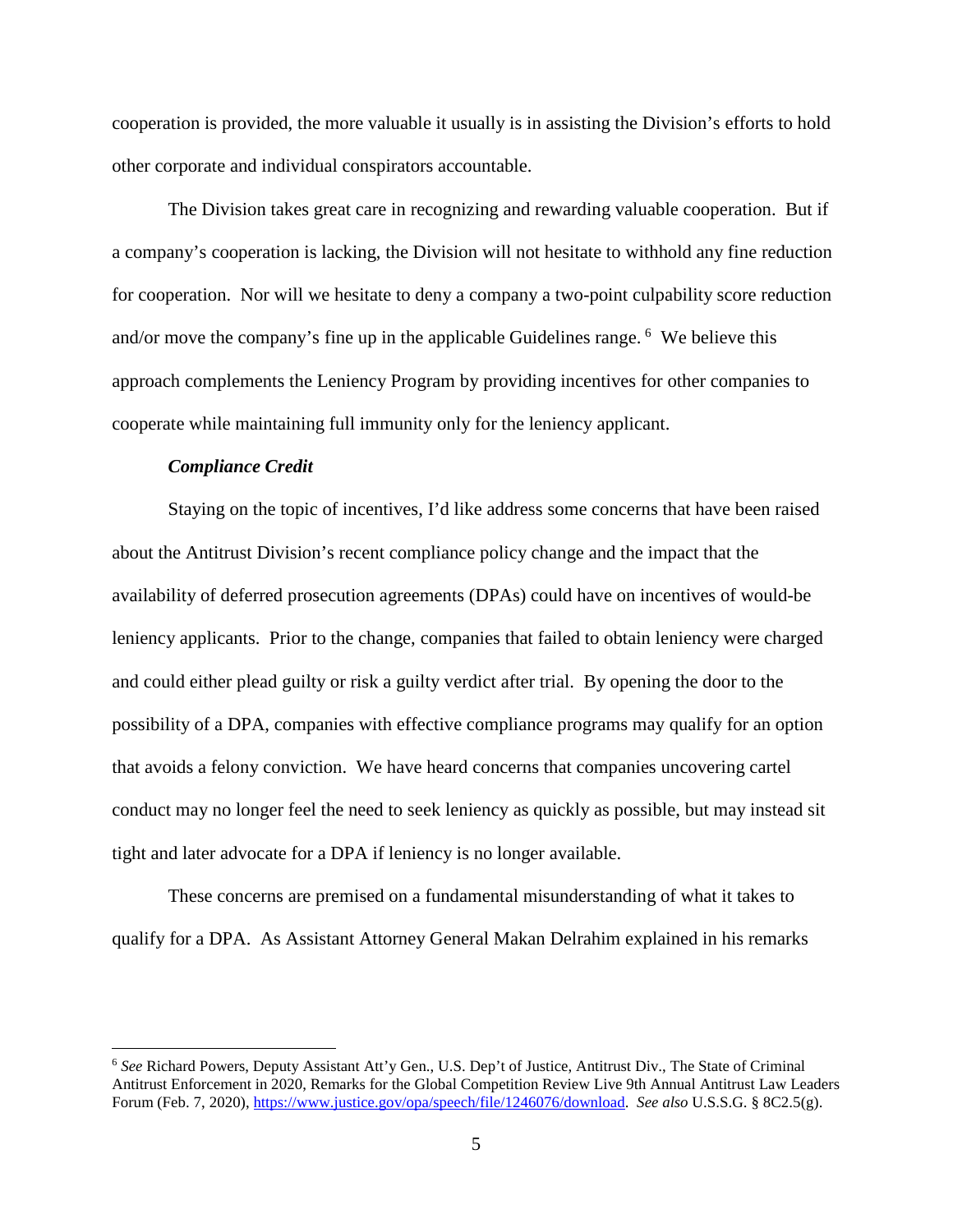cooperation is provided, the more valuable it usually is in assisting the Division's efforts to hold other corporate and individual conspirators accountable.

The Division takes great care in recognizing and rewarding valuable cooperation. But if a company's cooperation is lacking, the Division will not hesitate to withhold any fine reduction for cooperation. Nor will we hesitate to deny a company a two-point culpability score reduction and/or move the company's fine up in the applicable Guidelines range. [6] We believe this approach complements the Leniency Program by providing incentives for other companies to cooperate while maintaining full immunity only for the leniency applicant.

***Compliance Credit***

Staying on the topic of incentives, I'd like address some concerns that have been raised about the Antitrust Division's recent compliance policy change and the impact that the availability of deferred prosecution agreements (DPAs) could have on incentives of would-be leniency applicants. Prior to the change, companies that failed to obtain leniency were charged and could either plead guilty or risk a guilty verdict after trial. By opening the door to the possibility of a DPA, companies with effective compliance programs may qualify for an option that avoids a felony conviction. We have heard concerns that companies uncovering cartel conduct may no longer feel the need to seek leniency as quickly as possible, but may instead sit tight and later advocate for a DPA if leniency is no longer available.

These concerns are premised on a fundamental misunderstanding of what it takes to qualify for a DPA. As Assistant Attorney General Makan Delrahim explained in his remarks

---

[6] *See* Richard Powers, Deputy Assistant Att'y Gen., U.S. Dep't of Justice, Antitrust Div., The State of Criminal Antitrust Enforcement in 2020, Remarks for the Global Competition Review Live 9th Annual Antitrust Law Leaders Forum (Feb. 7, 2020), https://www.justice.gov/opa/speech/file/1246076/download. *See also* U.S.S.G. § 8C2.5(g).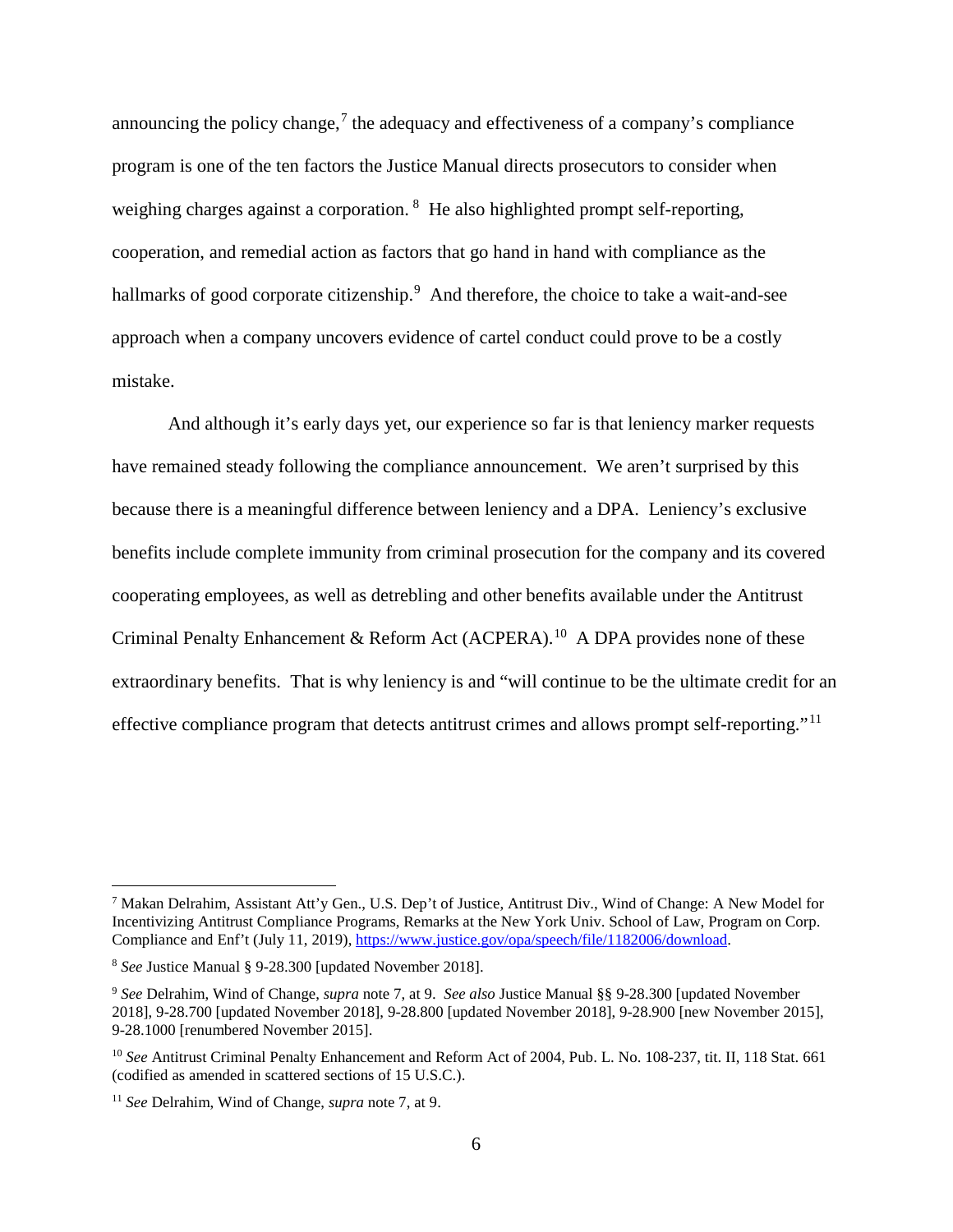announcing the policy change,[7] the adequacy and effectiveness of a company's compliance program is one of the ten factors the Justice Manual directs prosecutors to consider when weighing charges against a corporation.[8] He also highlighted prompt self-reporting, cooperation, and remedial action as factors that go hand in hand with compliance as the hallmarks of good corporate citizenship.[9] And therefore, the choice to take a wait-and-see approach when a company uncovers evidence of cartel conduct could prove to be a costly mistake.

And although it's early days yet, our experience so far is that leniency marker requests have remained steady following the compliance announcement. We aren't surprised by this because there is a meaningful difference between leniency and a DPA. Leniency's exclusive benefits include complete immunity from criminal prosecution for the company and its covered cooperating employees, as well as detrebling and other benefits available under the Antitrust Criminal Penalty Enhancement & Reform Act (ACPERA).[10] A DPA provides none of these extraordinary benefits. That is why leniency is and "will continue to be the ultimate credit for an effective compliance program that detects antitrust crimes and allows prompt self-reporting."[11]

---

[7] Makan Delrahim, Assistant Att'y Gen., U.S. Dep't of Justice, Antitrust Div., Wind of Change: A New Model for Incentivizing Antitrust Compliance Programs, Remarks at the New York Univ. School of Law, Program on Corp. Compliance and Enf't (July 11, 2019), https://www.justice.gov/opa/speech/file/1182006/download.

[8] *See* Justice Manual § 9-28.300 [updated November 2018].

[9] *See* Delrahim, Wind of Change, *supra* note 7, at 9. *See also* Justice Manual §§ 9-28.300 [updated November 2018], 9-28.700 [updated November 2018], 9-28.800 [updated November 2018], 9-28.900 [new November 2015], 9-28.1000 [renumbered November 2015].

[10] *See* Antitrust Criminal Penalty Enhancement and Reform Act of 2004, Pub. L. No. 108-237, tit. II, 118 Stat. 661 (codified as amended in scattered sections of 15 U.S.C.).

[11] *See* Delrahim, Wind of Change, *supra* note 7, at 9.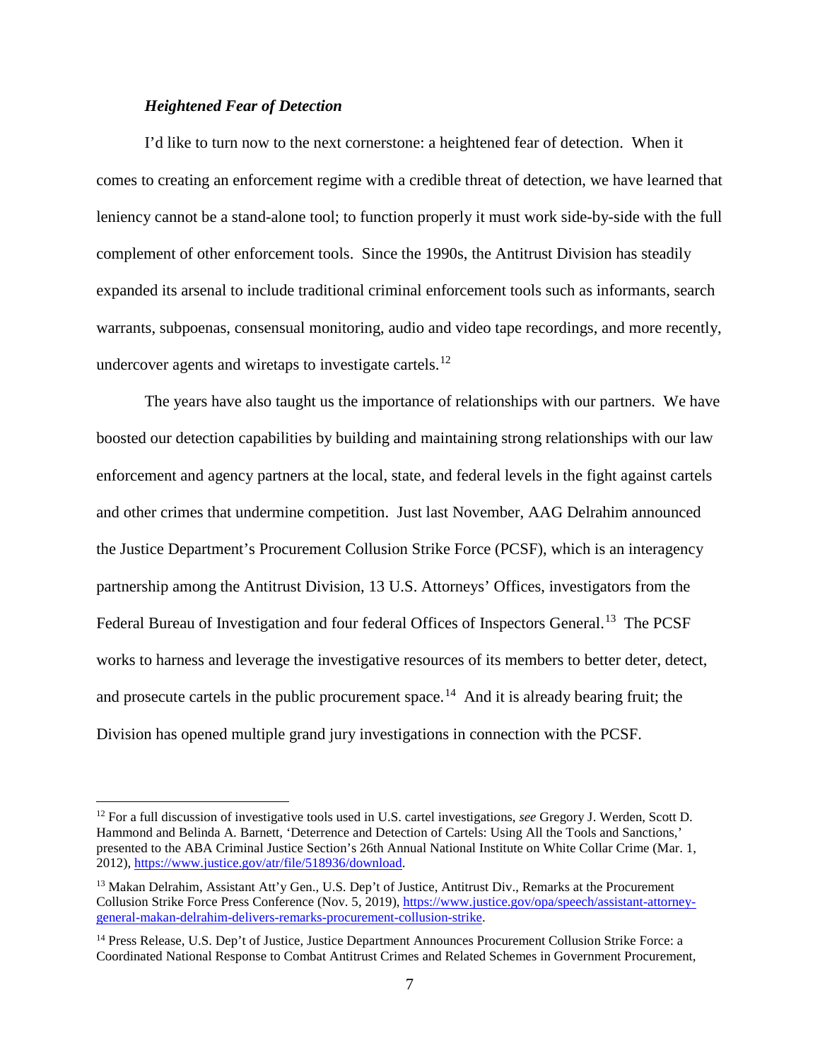### *Heightened Fear of Detection*

I'd like to turn now to the next cornerstone: a heightened fear of detection. When it comes to creating an enforcement regime with a credible threat of detection, we have learned that leniency cannot be a stand-alone tool; to function properly it must work side-by-side with the full complement of other enforcement tools. Since the 1990s, the Antitrust Division has steadily expanded its arsenal to include traditional criminal enforcement tools such as informants, search warrants, subpoenas, consensual monitoring, audio and video tape recordings, and more recently, undercover agents and wiretaps to investigate cartels.[12]

The years have also taught us the importance of relationships with our partners. We have boosted our detection capabilities by building and maintaining strong relationships with our law enforcement and agency partners at the local, state, and federal levels in the fight against cartels and other crimes that undermine competition. Just last November, AAG Delrahim announced the Justice Department's Procurement Collusion Strike Force (PCSF), which is an interagency partnership among the Antitrust Division, 13 U.S. Attorneys' Offices, investigators from the Federal Bureau of Investigation and four federal Offices of Inspectors General.[13] The PCSF works to harness and leverage the investigative resources of its members to better deter, detect, and prosecute cartels in the public procurement space.[14] And it is already bearing fruit; the Division has opened multiple grand jury investigations in connection with the PCSF.

---

[12] For a full discussion of investigative tools used in U.S. cartel investigations, *see* Gregory J. Werden, Scott D. Hammond and Belinda A. Barnett, 'Deterrence and Detection of Cartels: Using All the Tools and Sanctions,' presented to the ABA Criminal Justice Section's 26th Annual National Institute on White Collar Crime (Mar. 1, 2012), https://www.justice.gov/atr/file/518936/download.

[13] Makan Delrahim, Assistant Att'y Gen., U.S. Dep't of Justice, Antitrust Div., Remarks at the Procurement Collusion Strike Force Press Conference (Nov. 5, 2019), https://www.justice.gov/opa/speech/assistant-attorney-general-makan-delrahim-delivers-remarks-procurement-collusion-strike.

[14] Press Release, U.S. Dep't of Justice, Justice Department Announces Procurement Collusion Strike Force: a Coordinated National Response to Combat Antitrust Crimes and Related Schemes in Government Procurement,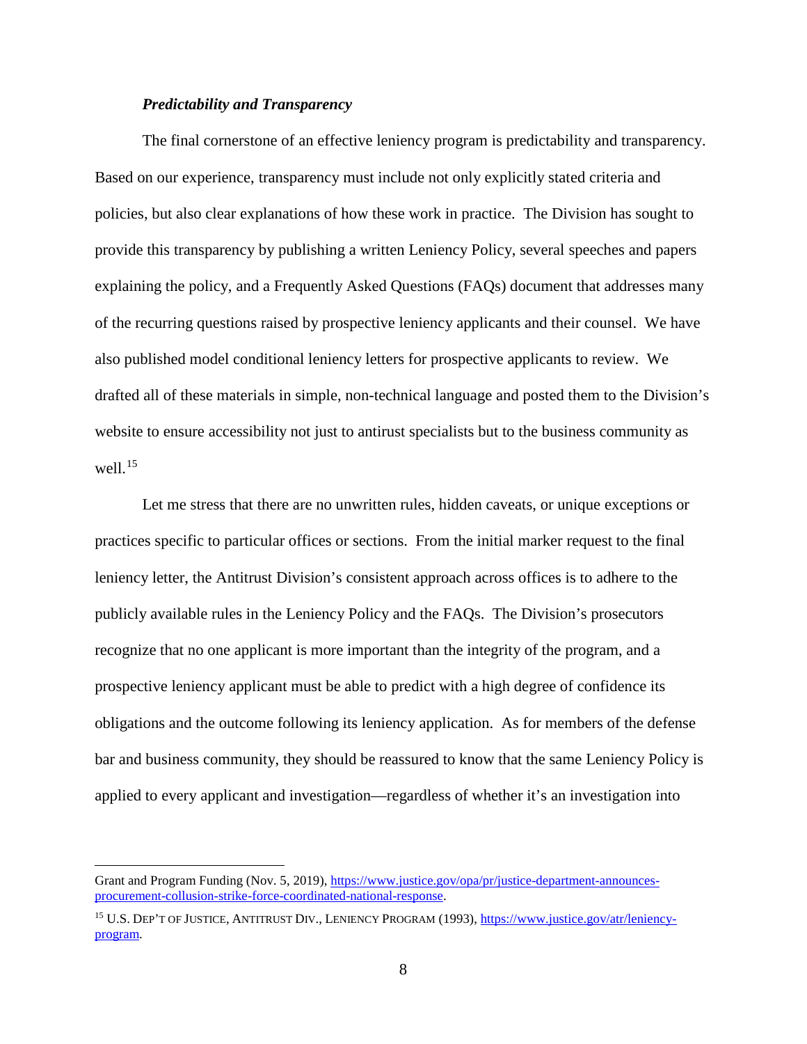***Predictability and Transparency***

The final cornerstone of an effective leniency program is predictability and transparency. Based on our experience, transparency must include not only explicitly stated criteria and policies, but also clear explanations of how these work in practice. The Division has sought to provide this transparency by publishing a written Leniency Policy, several speeches and papers explaining the policy, and a Frequently Asked Questions (FAQs) document that addresses many of the recurring questions raised by prospective leniency applicants and their counsel. We have also published model conditional leniency letters for prospective applicants to review. We drafted all of these materials in simple, non-technical language and posted them to the Division's website to ensure accessibility not just to antitrust specialists but to the business community as well.[15]

Let me stress that there are no unwritten rules, hidden caveats, or unique exceptions or practices specific to particular offices or sections. From the initial marker request to the final leniency letter, the Antitrust Division's consistent approach across offices is to adhere to the publicly available rules in the Leniency Policy and the FAQs. The Division's prosecutors recognize that no one applicant is more important than the integrity of the program, and a prospective leniency applicant must be able to predict with a high degree of confidence its obligations and the outcome following its leniency application. As for members of the defense bar and business community, they should be reassured to know that the same Leniency Policy is applied to every applicant and investigation—regardless of whether it's an investigation into

---

Grant and Program Funding (Nov. 5, 2019), [https://www.justice.gov/opa/pr/justice-department-announces-procurement-collusion-strike-force-coordinated-national-response](https://www.justice.gov/opa/pr/justice-department-announces-procurement-collusion-strike-force-coordinated-national-response).

[15] U.S. DEP'T OF JUSTICE, ANTITRUST DIV., LENIENCY PROGRAM (1993), [https://www.justice.gov/atr/leniency-program](https://www.justice.gov/atr/leniency-program).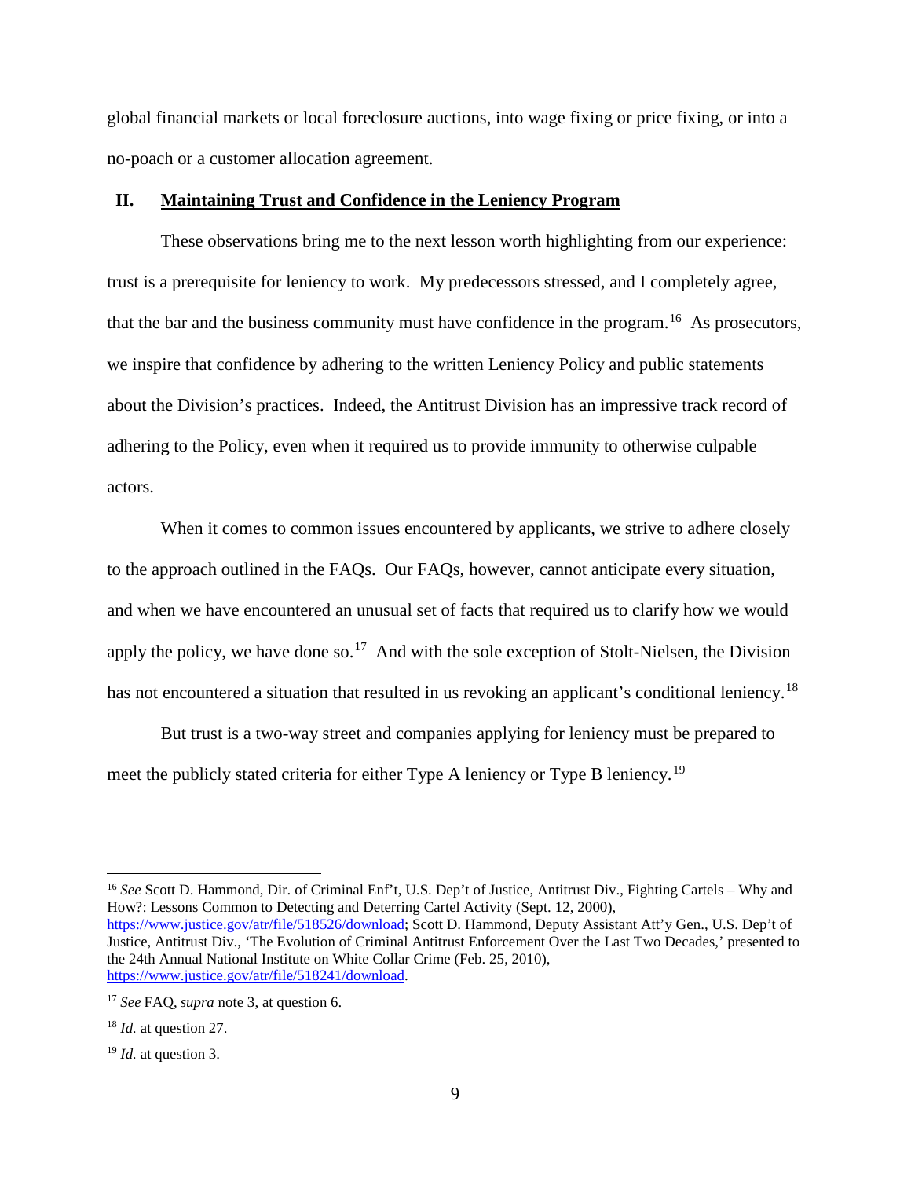global financial markets or local foreclosure auctions, into wage fixing or price fixing, or into a no-poach or a customer allocation agreement.

## II. Maintaining Trust and Confidence in the Leniency Program

These observations bring me to the next lesson worth highlighting from our experience: trust is a prerequisite for leniency to work. My predecessors stressed, and I completely agree, that the bar and the business community must have confidence in the program.[16] As prosecutors, we inspire that confidence by adhering to the written Leniency Policy and public statements about the Division's practices. Indeed, the Antitrust Division has an impressive track record of adhering to the Policy, even when it required us to provide immunity to otherwise culpable actors.

When it comes to common issues encountered by applicants, we strive to adhere closely to the approach outlined in the FAQs. Our FAQs, however, cannot anticipate every situation, and when we have encountered an unusual set of facts that required us to clarify how we would apply the policy, we have done so.[17] And with the sole exception of Stolt-Nielsen, the Division has not encountered a situation that resulted in us revoking an applicant's conditional leniency.[18]

But trust is a two-way street and companies applying for leniency must be prepared to meet the publicly stated criteria for either Type A leniency or Type B leniency.[19]

---

[16] *See* Scott D. Hammond, Dir. of Criminal Enf't, U.S. Dep't of Justice, Antitrust Div., Fighting Cartels – Why and How?: Lessons Common to Detecting and Deterring Cartel Activity (Sept. 12, 2000), https://www.justice.gov/atr/file/518526/download; Scott D. Hammond, Deputy Assistant Att'y Gen., U.S. Dep't of Justice, Antitrust Div., 'The Evolution of Criminal Antitrust Enforcement Over the Last Two Decades,' presented to the 24th Annual National Institute on White Collar Crime (Feb. 25, 2010), https://www.justice.gov/atr/file/518241/download.

[17] *See* FAQ, *supra* note 3, at question 6.

[18] *Id.* at question 27.

[19] *Id.* at question 3.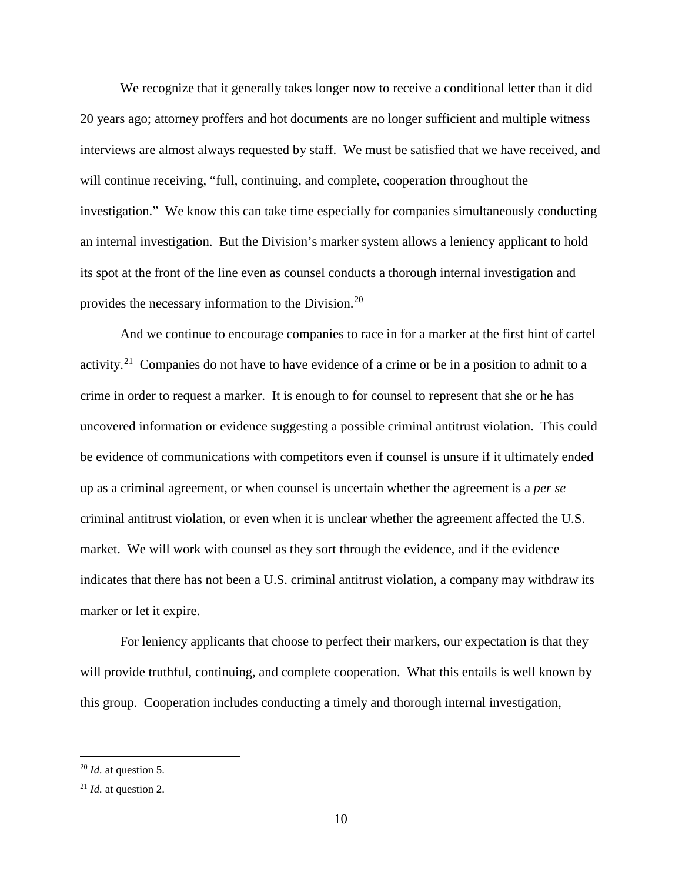We recognize that it generally takes longer now to receive a conditional letter than it did 20 years ago; attorney proffers and hot documents are no longer sufficient and multiple witness interviews are almost always requested by staff. We must be satisfied that we have received, and will continue receiving, "full, continuing, and complete, cooperation throughout the investigation." We know this can take time especially for companies simultaneously conducting an internal investigation. But the Division's marker system allows a leniency applicant to hold its spot at the front of the line even as counsel conducts a thorough internal investigation and provides the necessary information to the Division.[20]

And we continue to encourage companies to race in for a marker at the first hint of cartel activity.[21] Companies do not have to have evidence of a crime or be in a position to admit to a crime in order to request a marker. It is enough to for counsel to represent that she or he has uncovered information or evidence suggesting a possible criminal antitrust violation. This could be evidence of communications with competitors even if counsel is unsure if it ultimately ended up as a criminal agreement, or when counsel is uncertain whether the agreement is a *per se* criminal antitrust violation, or even when it is unclear whether the agreement affected the U.S. market. We will work with counsel as they sort through the evidence, and if the evidence indicates that there has not been a U.S. criminal antitrust violation, a company may withdraw its marker or let it expire.

For leniency applicants that choose to perfect their markers, our expectation is that they will provide truthful, continuing, and complete cooperation. What this entails is well known by this group. Cooperation includes conducting a timely and thorough internal investigation,

---

[20] *Id.* at question 5.

[21] *Id.* at question 2.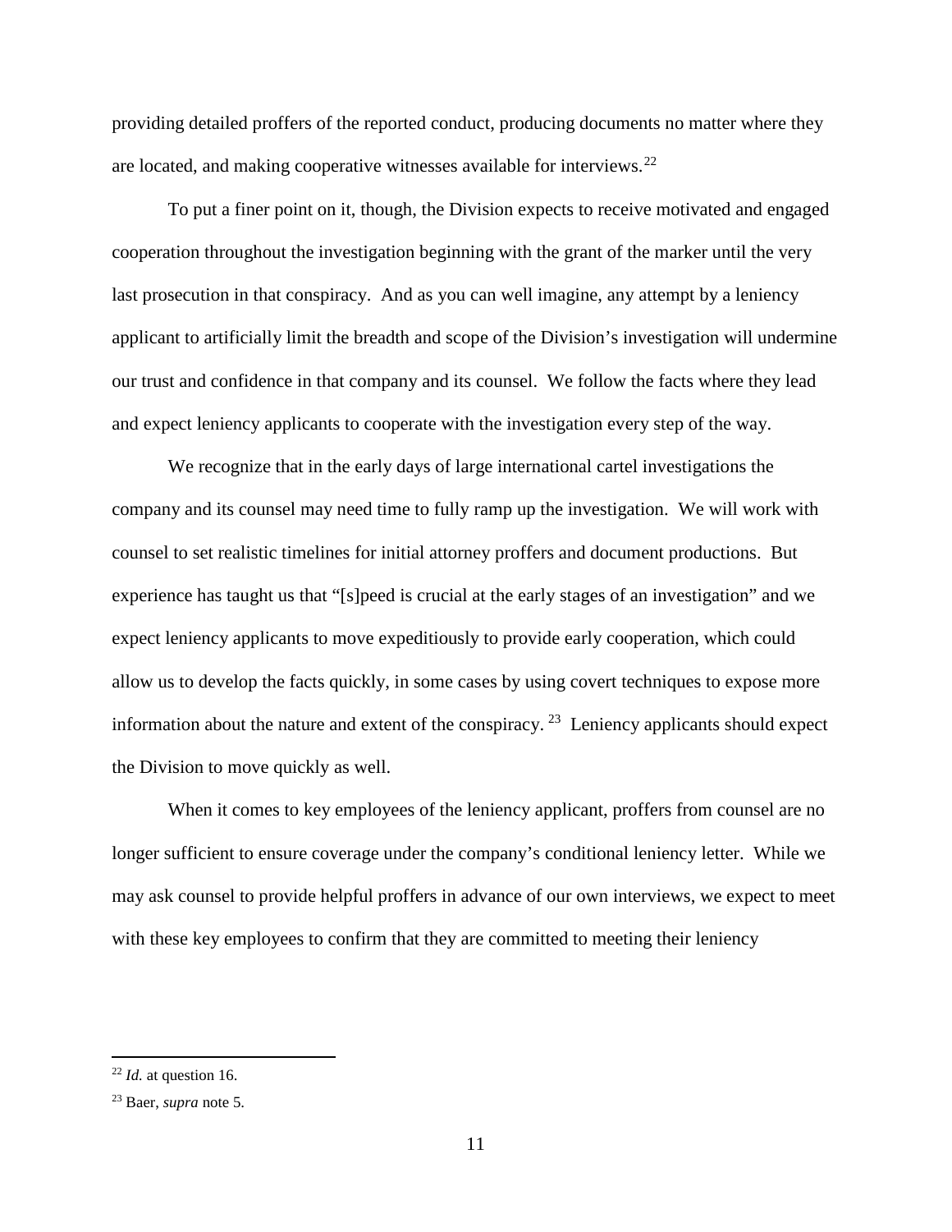providing detailed proffers of the reported conduct, producing documents no matter where they are located, and making cooperative witnesses available for interviews.[22]

To put a finer point on it, though, the Division expects to receive motivated and engaged cooperation throughout the investigation beginning with the grant of the marker until the very last prosecution in that conspiracy. And as you can well imagine, any attempt by a leniency applicant to artificially limit the breadth and scope of the Division's investigation will undermine our trust and confidence in that company and its counsel. We follow the facts where they lead and expect leniency applicants to cooperate with the investigation every step of the way.

We recognize that in the early days of large international cartel investigations the company and its counsel may need time to fully ramp up the investigation. We will work with counsel to set realistic timelines for initial attorney proffers and document productions. But experience has taught us that "[s]peed is crucial at the early stages of an investigation" and we expect leniency applicants to move expeditiously to provide early cooperation, which could allow us to develop the facts quickly, in some cases by using covert techniques to expose more information about the nature and extent of the conspiracy.[23] Leniency applicants should expect the Division to move quickly as well.

When it comes to key employees of the leniency applicant, proffers from counsel are no longer sufficient to ensure coverage under the company's conditional leniency letter. While we may ask counsel to provide helpful proffers in advance of our own interviews, we expect to meet with these key employees to confirm that they are committed to meeting their leniency

---

[22] *Id.* at question 16.

[23] Baer, *supra* note 5.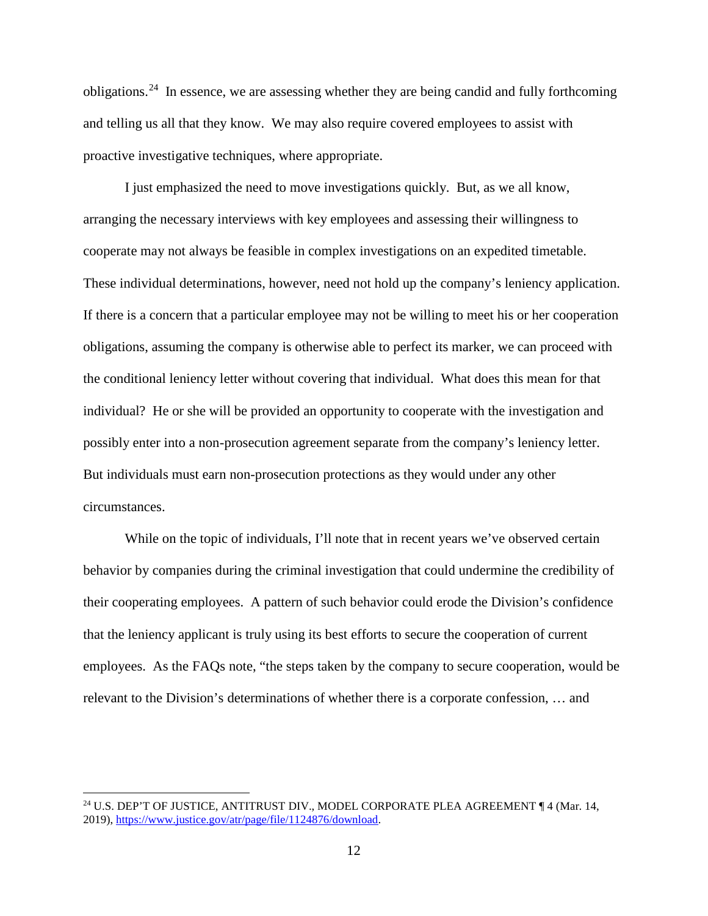obligations.[24] In essence, we are assessing whether they are being candid and fully forthcoming and telling us all that they know. We may also require covered employees to assist with proactive investigative techniques, where appropriate.

I just emphasized the need to move investigations quickly. But, as we all know, arranging the necessary interviews with key employees and assessing their willingness to cooperate may not always be feasible in complex investigations on an expedited timetable. These individual determinations, however, need not hold up the company's leniency application. If there is a concern that a particular employee may not be willing to meet his or her cooperation obligations, assuming the company is otherwise able to perfect its marker, we can proceed with the conditional leniency letter without covering that individual. What does this mean for that individual? He or she will be provided an opportunity to cooperate with the investigation and possibly enter into a non-prosecution agreement separate from the company's leniency letter. But individuals must earn non-prosecution protections as they would under any other circumstances.

While on the topic of individuals, I'll note that in recent years we've observed certain behavior by companies during the criminal investigation that could undermine the credibility of their cooperating employees. A pattern of such behavior could erode the Division's confidence that the leniency applicant is truly using its best efforts to secure the cooperation of current employees. As the FAQs note, "the steps taken by the company to secure cooperation, would be relevant to the Division's determinations of whether there is a corporate confession, … and

---

[24] U.S. DEP'T OF JUSTICE, ANTITRUST DIV., MODEL CORPORATE PLEA AGREEMENT ¶ 4 (Mar. 14, 2019), https://www.justice.gov/atr/page/file/1124876/download.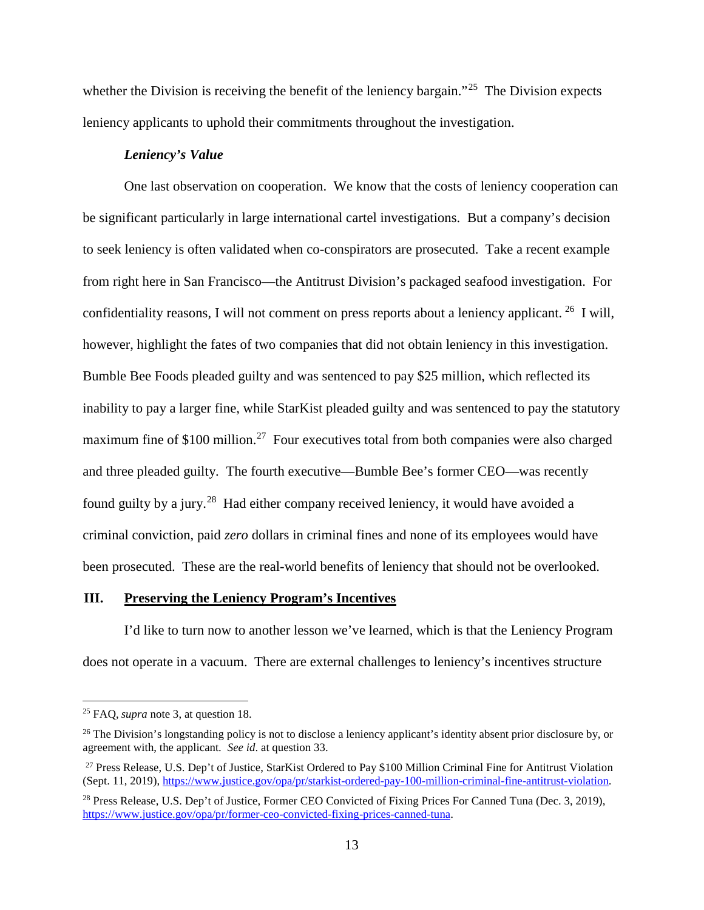whether the Division is receiving the benefit of the leniency bargain."[25] The Division expects leniency applicants to uphold their commitments throughout the investigation.

***Leniency's Value***

One last observation on cooperation. We know that the costs of leniency cooperation can be significant particularly in large international cartel investigations. But a company's decision to seek leniency is often validated when co-conspirators are prosecuted. Take a recent example from right here in San Francisco—the Antitrust Division's packaged seafood investigation. For confidentiality reasons, I will not comment on press reports about a leniency applicant.[26] I will, however, highlight the fates of two companies that did not obtain leniency in this investigation. Bumble Bee Foods pleaded guilty and was sentenced to pay $25 million, which reflected its inability to pay a larger fine, while StarKist pleaded guilty and was sentenced to pay the statutory maximum fine of $100 million.[27] Four executives total from both companies were also charged and three pleaded guilty. The fourth executive—Bumble Bee's former CEO—was recently found guilty by a jury.[28] Had either company received leniency, it would have avoided a criminal conviction, paid *zero* dollars in criminal fines and none of its employees would have been prosecuted. These are the real-world benefits of leniency that should not be overlooked.

## III. <u>Preserving the Leniency Program's Incentives</u>

I'd like to turn now to another lesson we've learned, which is that the Leniency Program does not operate in a vacuum. There are external challenges to leniency's incentives structure

---

[25] FAQ, *supra* note 3, at question 18.

[26] The Division's longstanding policy is not to disclose a leniency applicant's identity absent prior disclosure by, or agreement with, the applicant. *See id*. at question 33.

[27] Press Release, U.S. Dep't of Justice, StarKist Ordered to Pay $100 Million Criminal Fine for Antitrust Violation (Sept. 11, 2019), https://www.justice.gov/opa/pr/starkist-ordered-pay-100-million-criminal-fine-antitrust-violation.

[28] Press Release, U.S. Dep't of Justice, Former CEO Convicted of Fixing Prices For Canned Tuna (Dec. 3, 2019), https://www.justice.gov/opa/pr/former-ceo-convicted-fixing-prices-canned-tuna.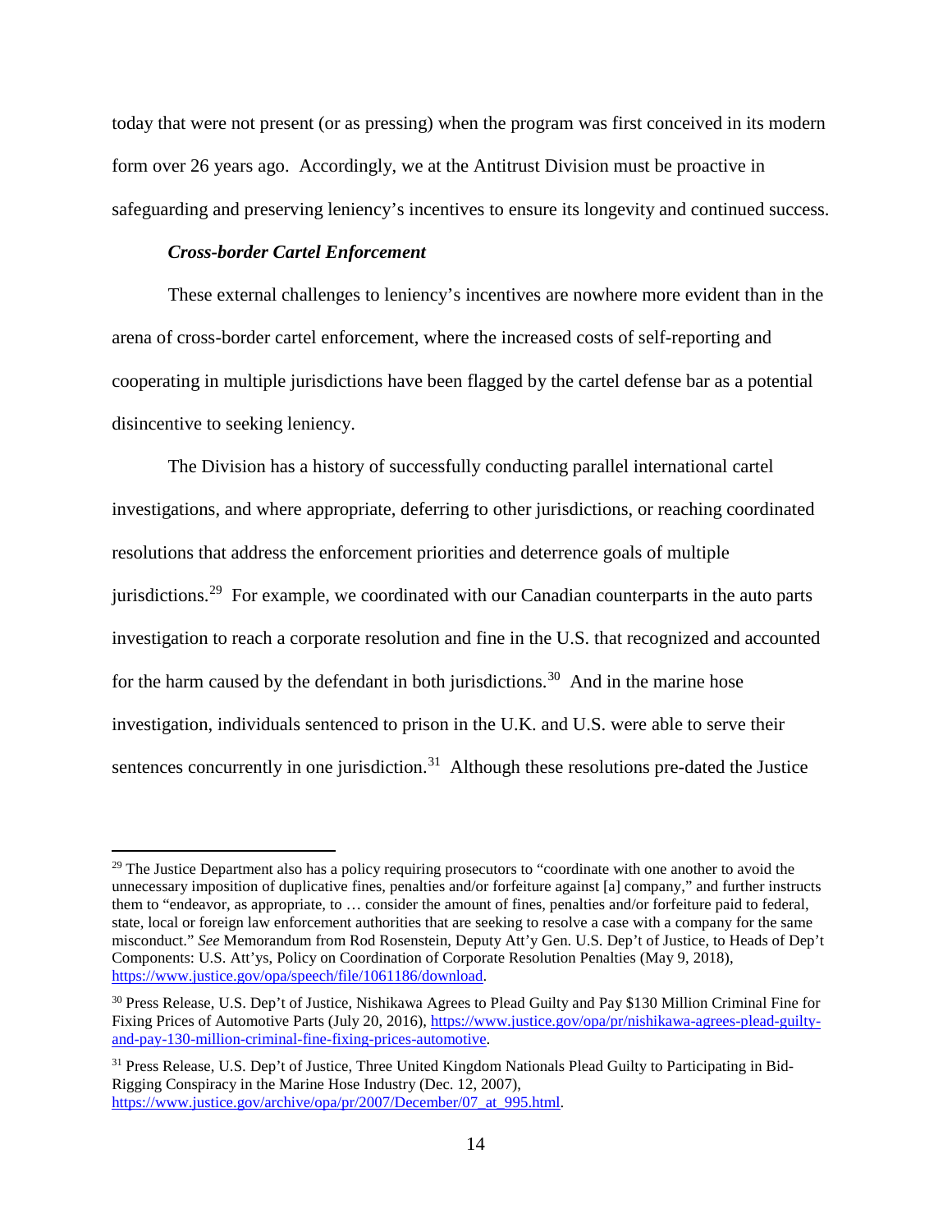today that were not present (or as pressing) when the program was first conceived in its modern form over 26 years ago. Accordingly, we at the Antitrust Division must be proactive in safeguarding and preserving leniency's incentives to ensure its longevity and continued success.

***Cross-border Cartel Enforcement***

These external challenges to leniency's incentives are nowhere more evident than in the arena of cross-border cartel enforcement, where the increased costs of self-reporting and cooperating in multiple jurisdictions have been flagged by the cartel defense bar as a potential disincentive to seeking leniency.

The Division has a history of successfully conducting parallel international cartel investigations, and where appropriate, deferring to other jurisdictions, or reaching coordinated resolutions that address the enforcement priorities and deterrence goals of multiple jurisdictions.[29] For example, we coordinated with our Canadian counterparts in the auto parts investigation to reach a corporate resolution and fine in the U.S. that recognized and accounted for the harm caused by the defendant in both jurisdictions.[30] And in the marine hose investigation, individuals sentenced to prison in the U.K. and U.S. were able to serve their sentences concurrently in one jurisdiction.[31] Although these resolutions pre-dated the Justice

---

[29] The Justice Department also has a policy requiring prosecutors to "coordinate with one another to avoid the unnecessary imposition of duplicative fines, penalties and/or forfeiture against [a] company," and further instructs them to "endeavor, as appropriate, to … consider the amount of fines, penalties and/or forfeiture paid to federal, state, local or foreign law enforcement authorities that are seeking to resolve a case with a company for the same misconduct." *See* Memorandum from Rod Rosenstein, Deputy Att'y Gen. U.S. Dep't of Justice, to Heads of Dep't Components: U.S. Att'ys, Policy on Coordination of Corporate Resolution Penalties (May 9, 2018), https://www.justice.gov/opa/speech/file/1061186/download.

[30] Press Release, U.S. Dep't of Justice, Nishikawa Agrees to Plead Guilty and Pay $130 Million Criminal Fine for Fixing Prices of Automotive Parts (July 20, 2016), https://www.justice.gov/opa/pr/nishikawa-agrees-plead-guilty-and-pay-130-million-criminal-fine-fixing-prices-automotive.

[31] Press Release, U.S. Dep't of Justice, Three United Kingdom Nationals Plead Guilty to Participating in Bid-Rigging Conspiracy in the Marine Hose Industry (Dec. 12, 2007), https://www.justice.gov/archive/opa/pr/2007/December/07_at_995.html.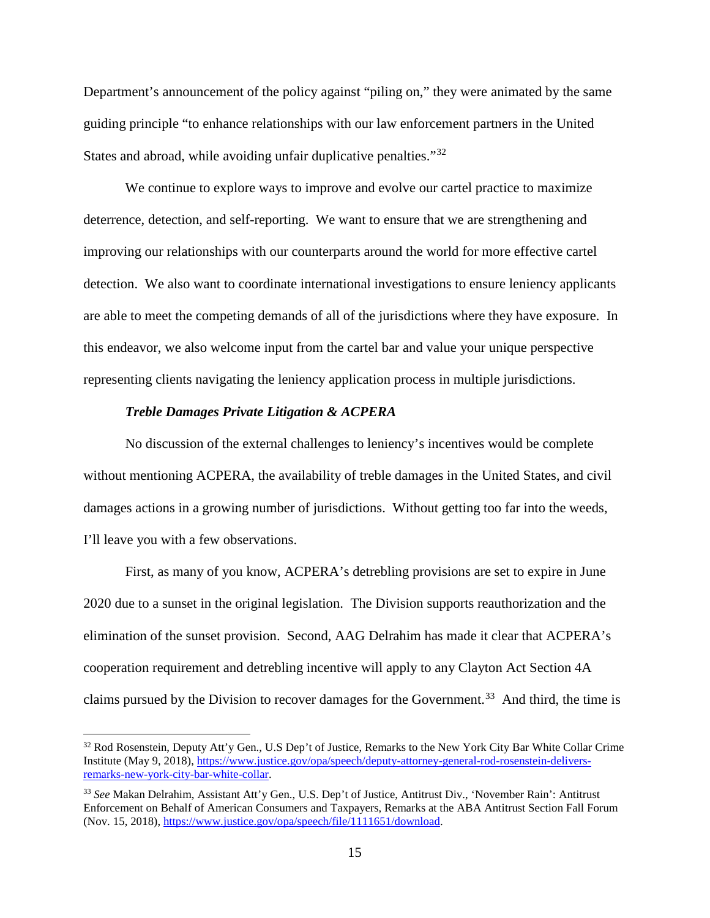Department's announcement of the policy against "piling on," they were animated by the same guiding principle "to enhance relationships with our law enforcement partners in the United States and abroad, while avoiding unfair duplicative penalties."[32]

We continue to explore ways to improve and evolve our cartel practice to maximize deterrence, detection, and self-reporting. We want to ensure that we are strengthening and improving our relationships with our counterparts around the world for more effective cartel detection. We also want to coordinate international investigations to ensure leniency applicants are able to meet the competing demands of all of the jurisdictions where they have exposure. In this endeavor, we also welcome input from the cartel bar and value your unique perspective representing clients navigating the leniency application process in multiple jurisdictions.

***Treble Damages Private Litigation & ACPERA***

No discussion of the external challenges to leniency's incentives would be complete without mentioning ACPERA, the availability of treble damages in the United States, and civil damages actions in a growing number of jurisdictions. Without getting too far into the weeds, I'll leave you with a few observations.

First, as many of you know, ACPERA's detrebling provisions are set to expire in June 2020 due to a sunset in the original legislation. The Division supports reauthorization and the elimination of the sunset provision. Second, AAG Delrahim has made it clear that ACPERA's cooperation requirement and detrebling incentive will apply to any Clayton Act Section 4A claims pursued by the Division to recover damages for the Government.[33] And third, the time is

---

[32] Rod Rosenstein, Deputy Att'y Gen., U.S Dep't of Justice, Remarks to the New York City Bar White Collar Crime Institute (May 9, 2018), https://www.justice.gov/opa/speech/deputy-attorney-general-rod-rosenstein-delivers-remarks-new-york-city-bar-white-collar.

[33] *See* Makan Delrahim, Assistant Att'y Gen., U.S. Dep't of Justice, Antitrust Div., 'November Rain': Antitrust Enforcement on Behalf of American Consumers and Taxpayers, Remarks at the ABA Antitrust Section Fall Forum (Nov. 15, 2018), https://www.justice.gov/opa/speech/file/1111651/download.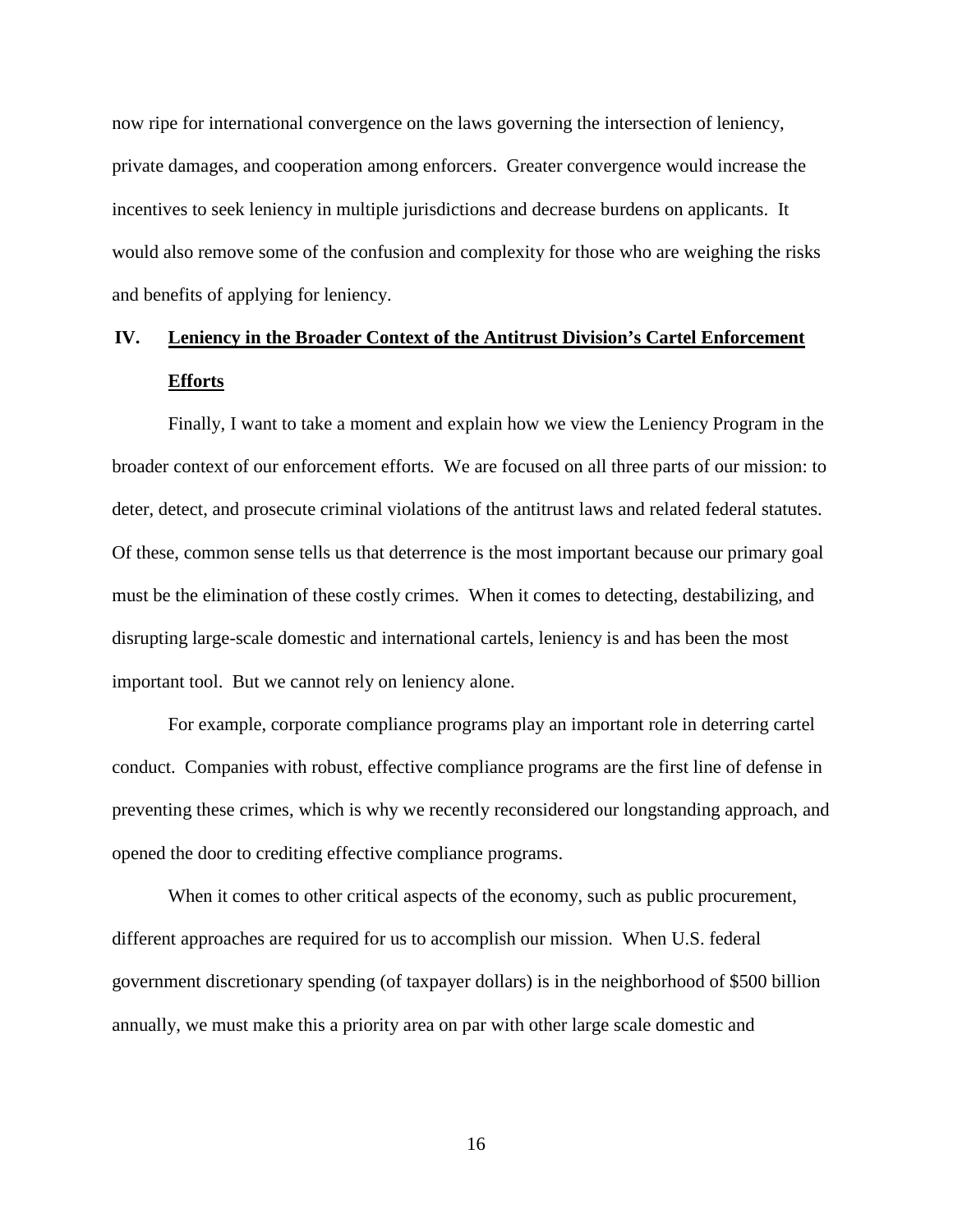now ripe for international convergence on the laws governing the intersection of leniency, private damages, and cooperation among enforcers. Greater convergence would increase the incentives to seek leniency in multiple jurisdictions and decrease burdens on applicants. It would also remove some of the confusion and complexity for those who are weighing the risks and benefits of applying for leniency.

## IV. Leniency in the Broader Context of the Antitrust Division's Cartel Enforcement Efforts

Finally, I want to take a moment and explain how we view the Leniency Program in the broader context of our enforcement efforts. We are focused on all three parts of our mission: to deter, detect, and prosecute criminal violations of the antitrust laws and related federal statutes. Of these, common sense tells us that deterrence is the most important because our primary goal must be the elimination of these costly crimes. When it comes to detecting, destabilizing, and disrupting large-scale domestic and international cartels, leniency is and has been the most important tool. But we cannot rely on leniency alone.

For example, corporate compliance programs play an important role in deterring cartel conduct. Companies with robust, effective compliance programs are the first line of defense in preventing these crimes, which is why we recently reconsidered our longstanding approach, and opened the door to crediting effective compliance programs.

When it comes to other critical aspects of the economy, such as public procurement, different approaches are required for us to accomplish our mission. When U.S. federal government discretionary spending (of taxpayer dollars) is in the neighborhood of $500 billion annually, we must make this a priority area on par with other large scale domestic and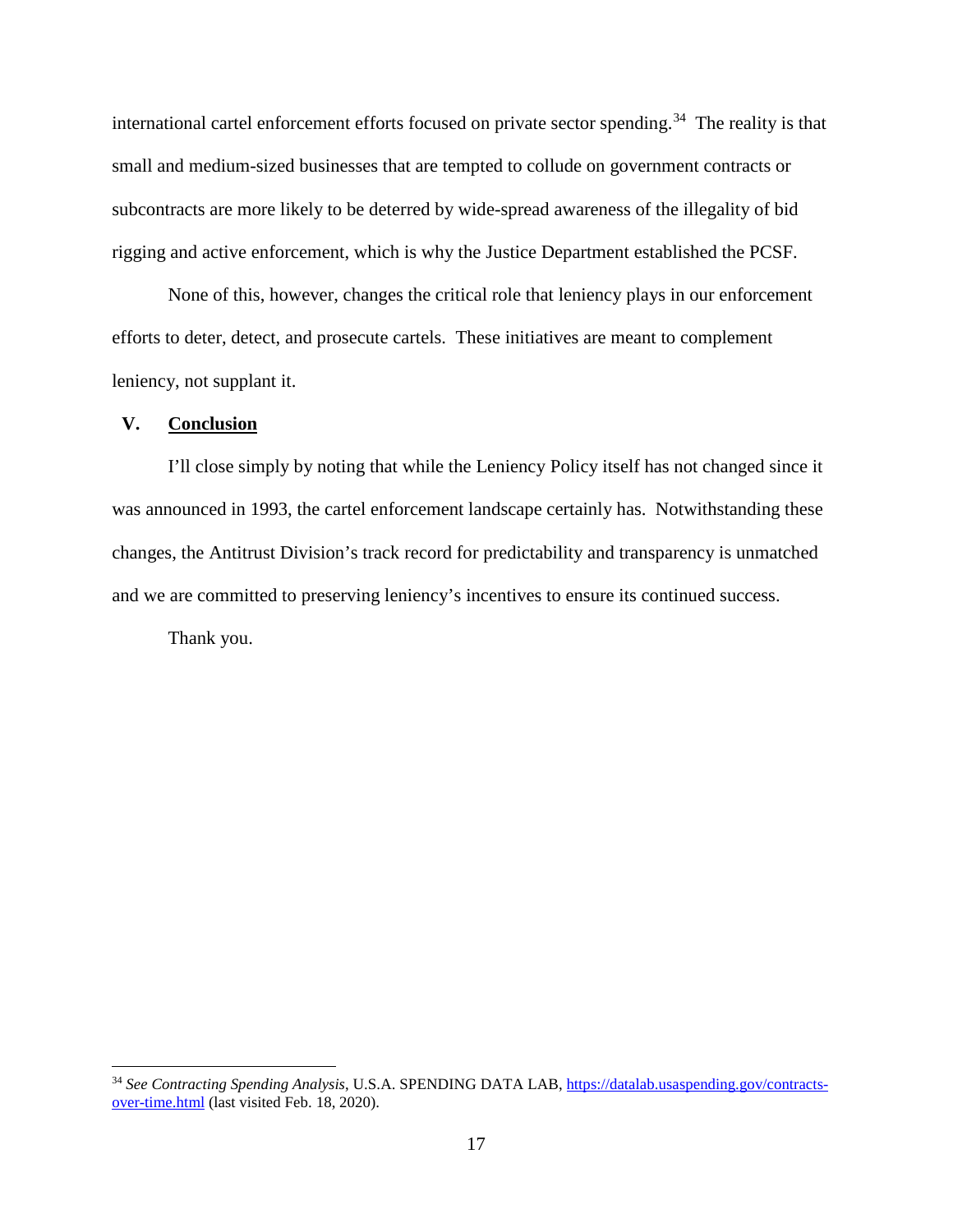international cartel enforcement efforts focused on private sector spending.[34] The reality is that small and medium-sized businesses that are tempted to collude on government contracts or subcontracts are more likely to be deterred by wide-spread awareness of the illegality of bid rigging and active enforcement, which is why the Justice Department established the PCSF.

None of this, however, changes the critical role that leniency plays in our enforcement efforts to deter, detect, and prosecute cartels. These initiatives are meant to complement leniency, not supplant it.

## V. <u>Conclusion</u>

I'll close simply by noting that while the Leniency Policy itself has not changed since it was announced in 1993, the cartel enforcement landscape certainly has. Notwithstanding these changes, the Antitrust Division's track record for predictability and transparency is unmatched and we are committed to preserving leniency's incentives to ensure its continued success.

Thank you.

---

[34] *See Contracting Spending Analysis*, U.S.A. SPENDING DATA LAB, [https://datalab.usaspending.gov/contracts-over-time.html](https://datalab.usaspending.gov/contracts-over-time.html) (last visited Feb. 18, 2020).